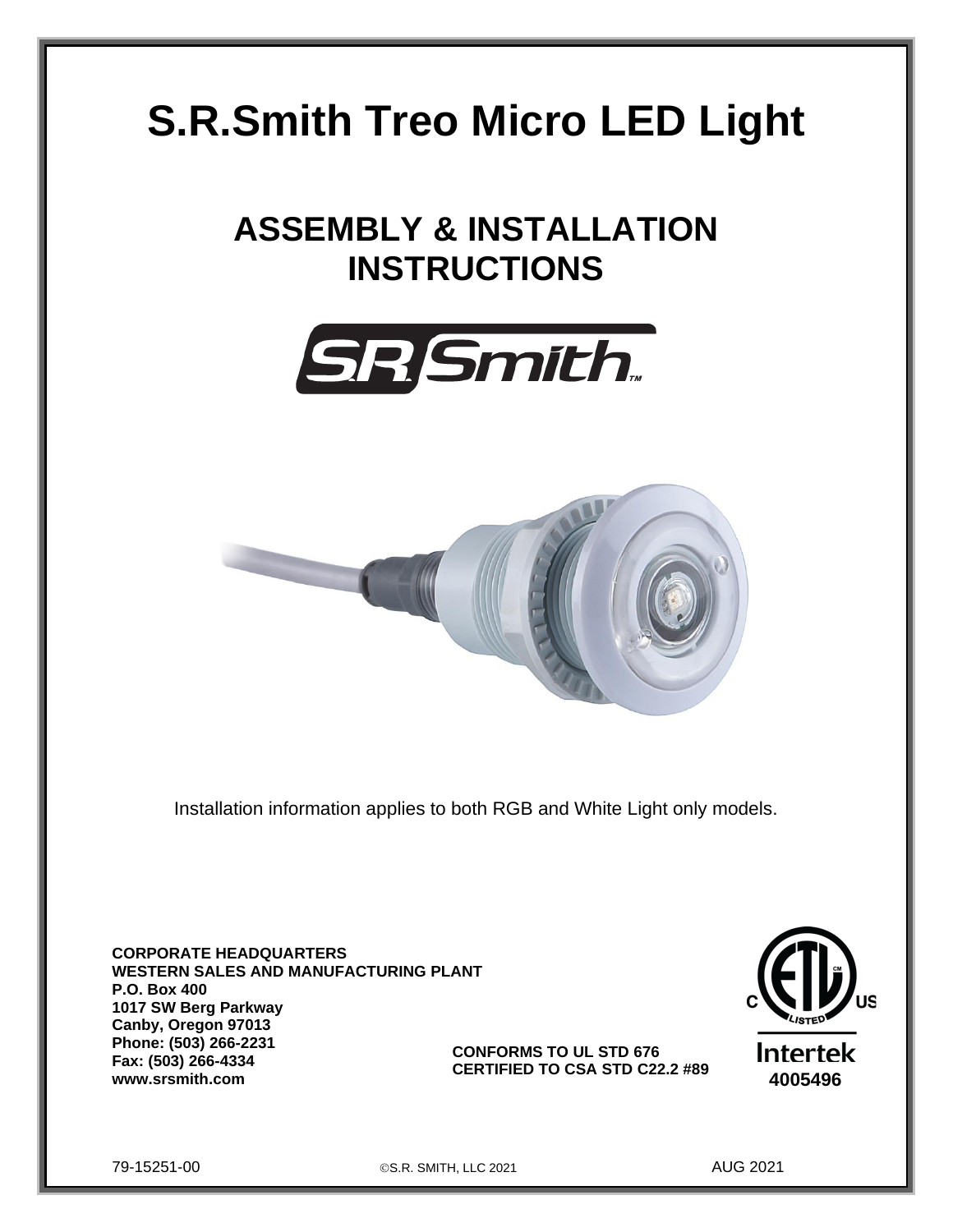# S.R.Smith Treo Micro LED Light

## ASSEMBLY & INSTALLATION INSTRUCTIONS

Installation information applies to both RGB and White Light only models.

**CORPORATE HEADQUARTERS**
**WESTERN SALES AND MANUFACTURING PLANT**
**P.O. Box 400**
**1017 SW Berg Parkway**
**Canby, Oregon 97013**
**Phone: (503) 266-2231**
**Fax: (503) 266-4334**
**www.srsmith.com**

**CONFORMS TO UL STD 676**
**CERTIFIED TO CSA STD C22.2 #89**

Intertek
**4005496**

79-15251-00 ©S.R. SMITH, LLC 2021 AUG 2021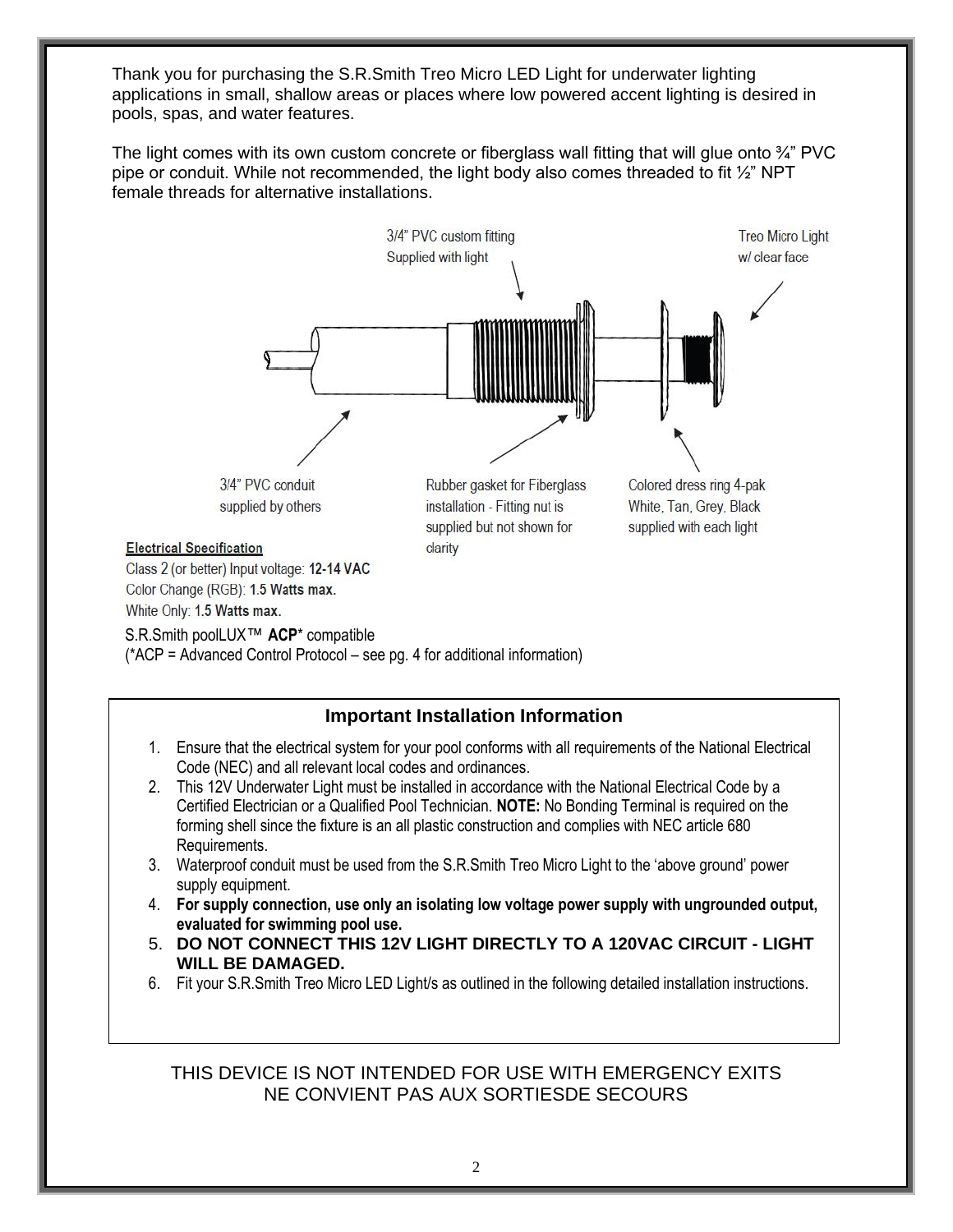Thank you for purchasing the S.R.Smith Treo Micro LED Light for underwater lighting applications in small, shallow areas or places where low powered accent lighting is desired in pools, spas, and water features.

The light comes with its own custom concrete or fiberglass wall fitting that will glue onto ¾" PVC pipe or conduit. While not recommended, the light body also comes threaded to fit ½" NPT female threads for alternative installations.

3/4" PVC custom fitting Supplied with light

Treo Micro Light w/ clear face

3/4" PVC conduit supplied by others

Rubber gasket for Fiberglass installation - Fitting nut is supplied but not shown for clarity

Colored dress ring 4-pak White, Tan, Grey, Black supplied with each light

**Electrical Specification**

Class 2 (or better) Input voltage: **12-14 VAC**

Color Change (RGB): **1.5 Watts max.**

White Only: **1.5 Watts max.**

S.R.Smith poolLUX™ **ACP*** compatible

(*ACP = Advanced Control Protocol – see pg. 4 for additional information)

## Important Installation Information

1. Ensure that the electrical system for your pool conforms with all requirements of the National Electrical Code (NEC) and all relevant local codes and ordinances.
2. This 12V Underwater Light must be installed in accordance with the National Electrical Code by a Certified Electrician or a Qualified Pool Technician. **NOTE:** No Bonding Terminal is required on the forming shell since the fixture is an all plastic construction and complies with NEC article 680 Requirements.
3. Waterproof conduit must be used from the S.R.Smith Treo Micro Light to the 'above ground' power supply equipment.
4. **For supply connection, use only an isolating low voltage power supply with ungrounded output, evaluated for swimming pool use.**
5. **DO NOT CONNECT THIS 12V LIGHT DIRECTLY TO A 120VAC CIRCUIT - LIGHT WILL BE DAMAGED.**
6. Fit your S.R.Smith Treo Micro LED Light/s as outlined in the following detailed installation instructions.

THIS DEVICE IS NOT INTENDED FOR USE WITH EMERGENCY EXITS
NE CONVIENT PAS AUX SORTIESDE SECOURS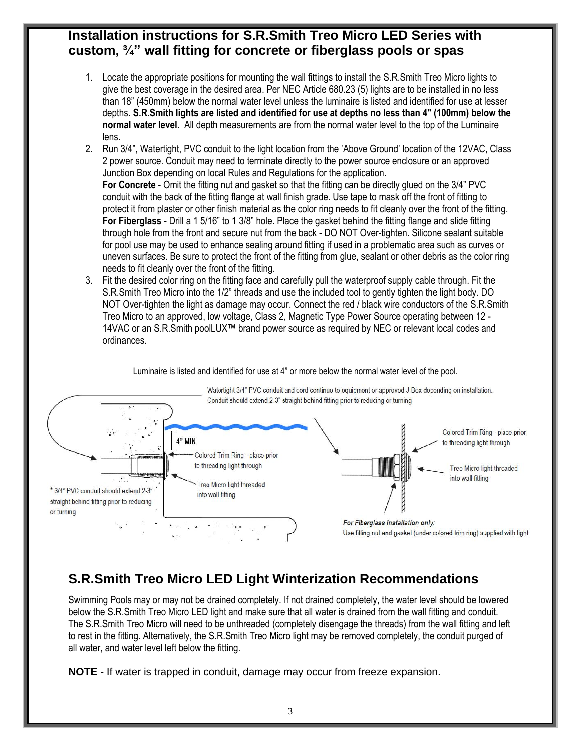## Installation instructions for S.R.Smith Treo Micro LED Series with custom, ¾” wall fitting for concrete or fiberglass pools or spas

1. Locate the appropriate positions for mounting the wall fittings to install the S.R.Smith Treo Micro lights to give the best coverage in the desired area. Per NEC Article 680.23 (5) lights are to be installed in no less than 18” (450mm) below the normal water level unless the luminaire is listed and identified for use at lesser depths. **S.R.Smith lights are listed and identified for use at depths no less than 4" (100mm) below the normal water level.** All depth measurements are from the normal water level to the top of the Luminaire lens.
2. Run 3/4”, Watertight, PVC conduit to the light location from the ’Above Ground’ location of the 12VAC, Class 2 power source. Conduit may need to terminate directly to the power source enclosure or an approved Junction Box depending on local Rules and Regulations for the application.
   **For Concrete** - Omit the fitting nut and gasket so that the fitting can be directly glued on the 3/4” PVC conduit with the back of the fitting flange at wall finish grade. Use tape to mask off the front of fitting to protect it from plaster or other finish material as the color ring needs to fit cleanly over the front of the fitting.
   **For Fiberglass** - Drill a 1 5/16” to 1 3/8” hole. Place the gasket behind the fitting flange and slide fitting through hole from the front and secure nut from the back - DO NOT Over-tighten. Silicone sealant suitable for pool use may be used to enhance sealing around fitting if used in a problematic area such as curves or uneven surfaces. Be sure to protect the front of the fitting from glue, sealant or other debris as the color ring needs to fit cleanly over the front of the fitting.
3. Fit the desired color ring on the fitting face and carefully pull the waterproof supply cable through. Fit the S.R.Smith Treo Micro into the 1/2” threads and use the included tool to gently tighten the light body. DO NOT Over-tighten the light as damage may occur. Connect the red / black wire conductors of the S.R.Smith Treo Micro to an approved, low voltage, Class 2, Magnetic Type Power Source operating between 12 - 14VAC or an S.R.Smith poolLUX™ brand power source as required by NEC or relevant local codes and ordinances.

Luminaire is listed and identified for use at 4” or more below the normal water level of the pool.

Watertight 3/4" PVC conduit and cord continue to equipment or approved J-Box depending on installation. Conduit should extend 2-3" straight behind fitting prior to reducing or turning

4" MIN

Colored Trim Ring - place prior to threading light through

Treo Micro light threaded into wall fitting

* 3/4" PVC conduit should extend 2-3" straight behind fitting prior to reducing or turning

Colored Trim Ring - place prior to threading light through

Treo Micro light threaded into wall fitting

*For Fiberglass Installation only:*
Use fitting nut and gasket (under colored trim ring) supplied with light

## S.R.Smith Treo Micro LED Light Winterization Recommendations

Swimming Pools may or may not be drained completely. If not drained completely, the water level should be lowered below the S.R.Smith Treo Micro LED light and make sure that all water is drained from the wall fitting and conduit. The S.R.Smith Treo Micro will need to be unthreaded (completely disengage the threads) from the wall fitting and left to rest in the fitting. Alternatively, the S.R.Smith Treo Micro light may be removed completely, the conduit purged of all water, and water level left below the fitting.

**NOTE** - If water is trapped in conduit, damage may occur from freeze expansion.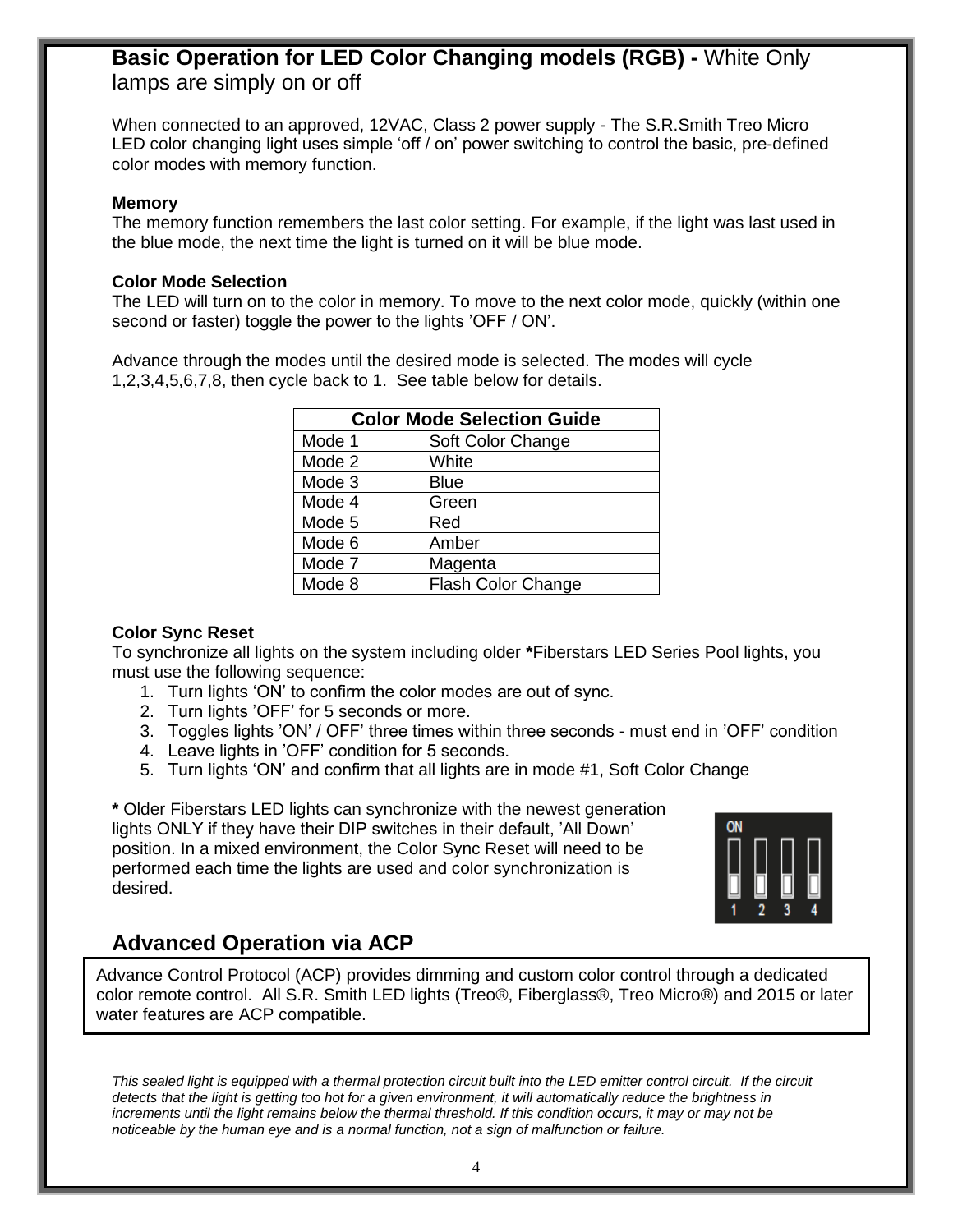## **Basic Operation for LED Color Changing models (RGB) -** White Only lamps are simply on or off

When connected to an approved, 12VAC, Class 2 power supply - The S.R.Smith Treo Micro LED color changing light uses simple 'off / on' power switching to control the basic, pre-defined color modes with memory function.

**Memory**
The memory function remembers the last color setting. For example, if the light was last used in the blue mode, the next time the light is turned on it will be blue mode.

**Color Mode Selection**
The LED will turn on to the color in memory. To move to the next color mode, quickly (within one second or faster) toggle the power to the lights 'OFF / ON'.

Advance through the modes until the desired mode is selected. The modes will cycle 1,2,3,4,5,6,7,8, then cycle back to 1. See table below for details.

| Color Mode Selection Guide | |
|---|---|
| Mode 1 | Soft Color Change |
| Mode 2 | White |
| Mode 3 | Blue |
| Mode 4 | Green |
| Mode 5 | Red |
| Mode 6 | Amber |
| Mode 7 | Magenta |
| Mode 8 | Flash Color Change |

**Color Sync Reset**
To synchronize all lights on the system including older ***Fiberstars LED Series Pool lights, you must use the following sequence:

1. Turn lights 'ON' to confirm the color modes are out of sync.
2. Turn lights 'OFF' for 5 seconds or more.
3. Toggles lights 'ON' / OFF' three times within three seconds - must end in 'OFF' condition
4. Leave lights in 'OFF' condition for 5 seconds.
5. Turn lights 'ON' and confirm that all lights are in mode #1, Soft Color Change

**\*** Older Fiberstars LED lights can synchronize with the newest generation lights ONLY if they have their DIP switches in their default, 'All Down' position. In a mixed environment, the Color Sync Reset will need to be performed each time the lights are used and color synchronization is desired.

## Advanced Operation via ACP

Advance Control Protocol (ACP) provides dimming and custom color control through a dedicated color remote control. All S.R. Smith LED lights (Treo®, Fiberglass®, Treo Micro®) and 2015 or later water features are ACP compatible.

*This sealed light is equipped with a thermal protection circuit built into the LED emitter control circuit. If the circuit detects that the light is getting too hot for a given environment, it will automatically reduce the brightness in increments until the light remains below the thermal threshold. If this condition occurs, it may or may not be noticeable by the human eye and is a normal function, not a sign of malfunction or failure.*